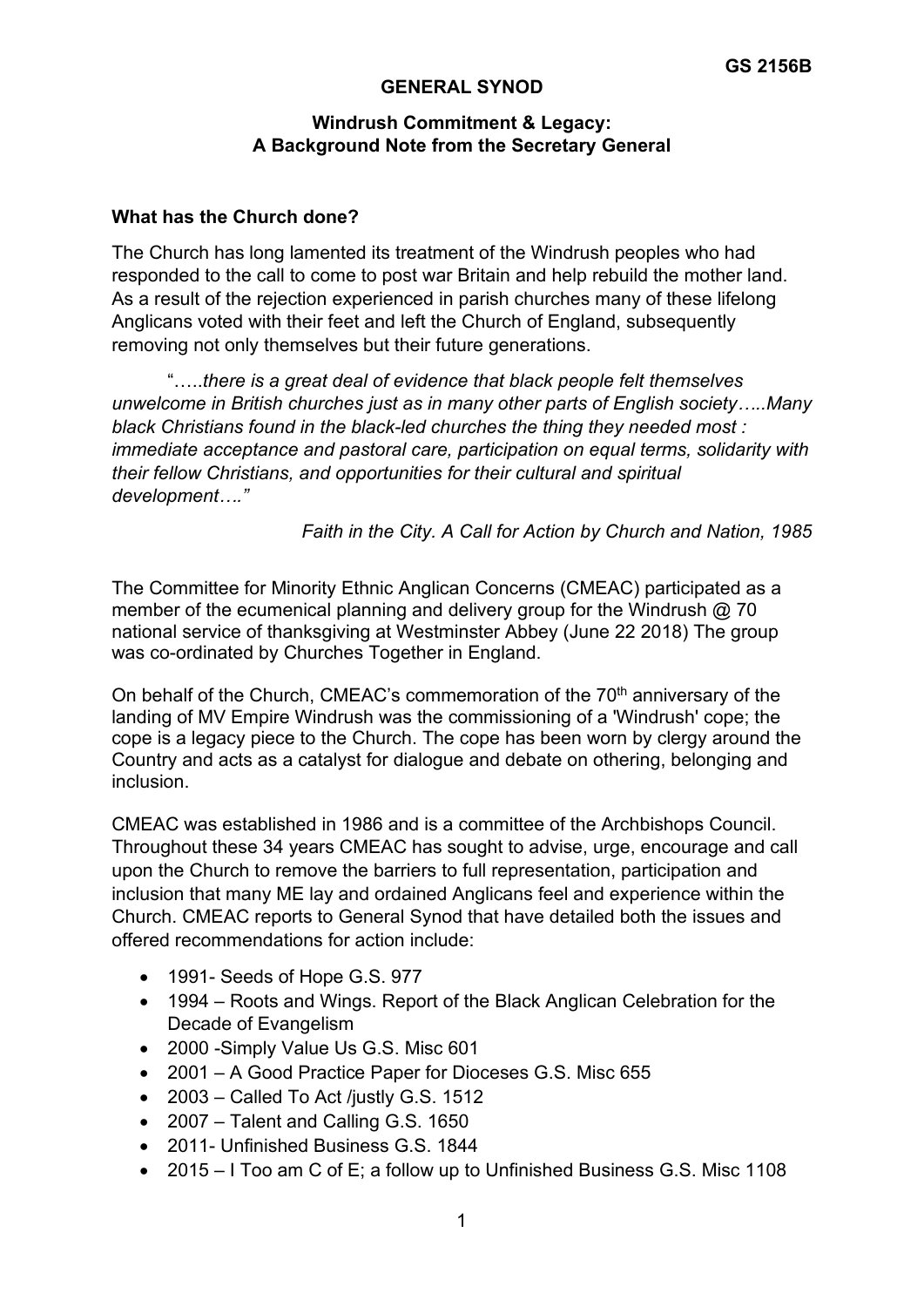GS 2156B

# GENERAL SYNOD

## Windrush Commitment & Legacy: A Background Note from the Secretary General

### What has the Church done?

The Church has long lamented its treatment of the Windrush peoples who had responded to the call to come to post war Britain and help rebuild the mother land. As a result of the rejection experienced in parish churches many of these lifelong Anglicans voted with their feet and left the Church of England, subsequently removing not only themselves but their future generations.

> "…..*there is a great deal of evidence that black people felt themselves unwelcome in British churches just as in many other parts of English society…..Many black Christians found in the black-led churches the thing they needed most : immediate acceptance and pastoral care, participation on equal terms, solidarity with their fellow Christians, and opportunities for their cultural and spiritual development…."*
>
> *Faith in the City. A Call for Action by Church and Nation, 1985*

The Committee for Minority Ethnic Anglican Concerns (CMEAC) participated as a member of the ecumenical planning and delivery group for the Windrush @ 70 national service of thanksgiving at Westminster Abbey (June 22 2018) The group was co-ordinated by Churches Together in England.

On behalf of the Church, CMEAC's commemoration of the 70th anniversary of the landing of MV Empire Windrush was the commissioning of a 'Windrush' cope; the cope is a legacy piece to the Church. The cope has been worn by clergy around the Country and acts as a catalyst for dialogue and debate on othering, belonging and inclusion.

CMEAC was established in 1986 and is a committee of the Archbishops Council. Throughout these 34 years CMEAC has sought to advise, urge, encourage and call upon the Church to remove the barriers to full representation, participation and inclusion that many ME lay and ordained Anglicans feel and experience within the Church. CMEAC reports to General Synod that have detailed both the issues and offered recommendations for action include:

- 1991- Seeds of Hope G.S. 977
- 1994 – Roots and Wings. Report of the Black Anglican Celebration for the Decade of Evangelism
- 2000 -Simply Value Us G.S. Misc 601
- 2001 – A Good Practice Paper for Dioceses G.S. Misc 655
- 2003 – Called To Act /justly G.S. 1512
- 2007 – Talent and Calling G.S. 1650
- 2011- Unfinished Business G.S. 1844
- 2015 – I Too am C of E; a follow up to Unfinished Business G.S. Misc 1108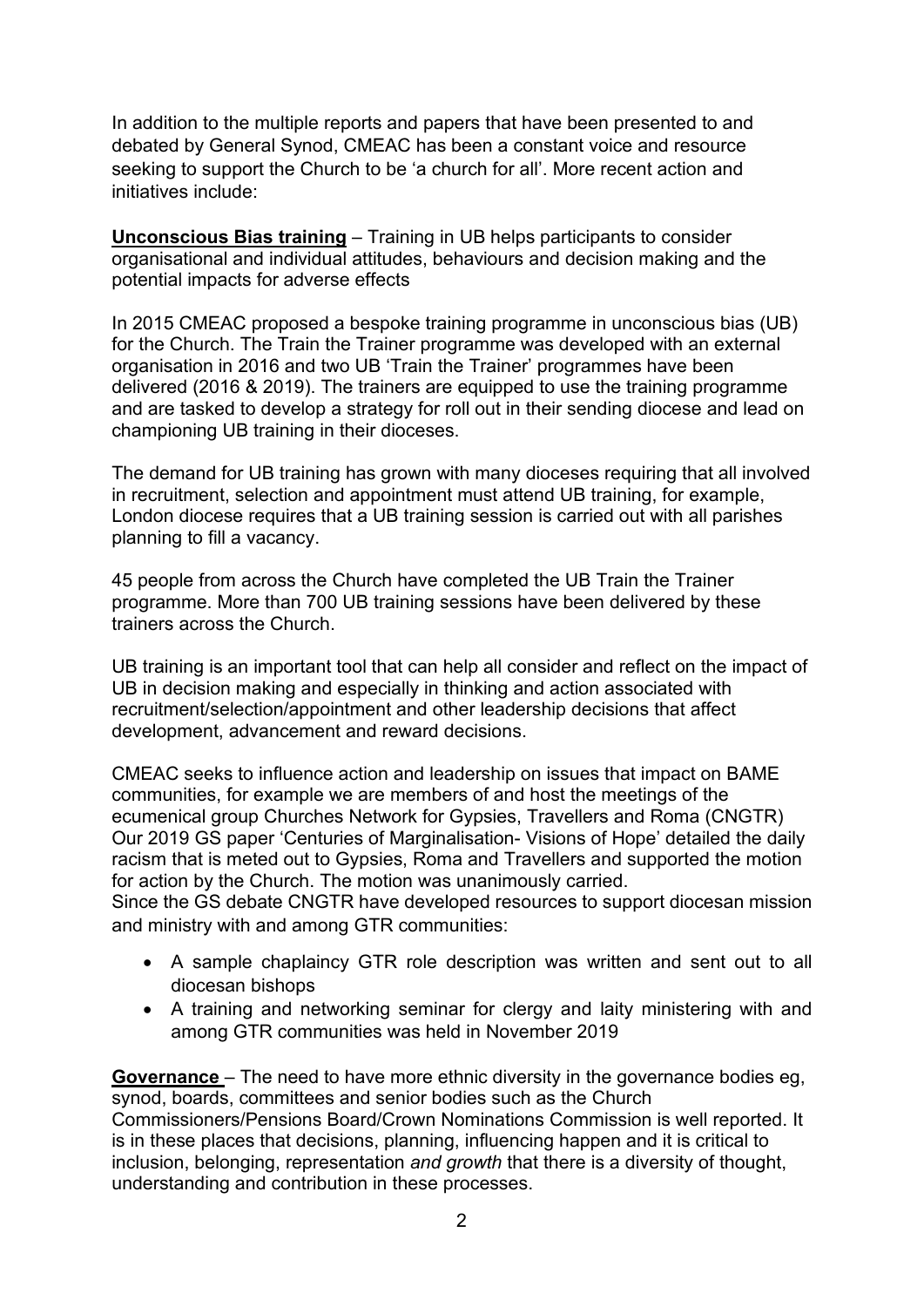In addition to the multiple reports and papers that have been presented to and debated by General Synod, CMEAC has been a constant voice and resource seeking to support the Church to be 'a church for all'. More recent action and initiatives include:

**Unconscious Bias training** – Training in UB helps participants to consider organisational and individual attitudes, behaviours and decision making and the potential impacts for adverse effects

In 2015 CMEAC proposed a bespoke training programme in unconscious bias (UB) for the Church. The Train the Trainer programme was developed with an external organisation in 2016 and two UB 'Train the Trainer' programmes have been delivered (2016 & 2019). The trainers are equipped to use the training programme and are tasked to develop a strategy for roll out in their sending diocese and lead on championing UB training in their dioceses.

The demand for UB training has grown with many dioceses requiring that all involved in recruitment, selection and appointment must attend UB training, for example, London diocese requires that a UB training session is carried out with all parishes planning to fill a vacancy.

45 people from across the Church have completed the UB Train the Trainer programme. More than 700 UB training sessions have been delivered by these trainers across the Church.

UB training is an important tool that can help all consider and reflect on the impact of UB in decision making and especially in thinking and action associated with recruitment/selection/appointment and other leadership decisions that affect development, advancement and reward decisions.

CMEAC seeks to influence action and leadership on issues that impact on BAME communities, for example we are members of and host the meetings of the ecumenical group Churches Network for Gypsies, Travellers and Roma (CNGTR) Our 2019 GS paper 'Centuries of Marginalisation- Visions of Hope' detailed the daily racism that is meted out to Gypsies, Roma and Travellers and supported the motion for action by the Church. The motion was unanimously carried.
Since the GS debate CNGTR have developed resources to support diocesan mission and ministry with and among GTR communities:

- A sample chaplaincy GTR role description was written and sent out to all diocesan bishops
- A training and networking seminar for clergy and laity ministering with and among GTR communities was held in November 2019

**Governance** – The need to have more ethnic diversity in the governance bodies eg, synod, boards, committees and senior bodies such as the Church Commissioners/Pensions Board/Crown Nominations Commission is well reported. It is in these places that decisions, planning, influencing happen and it is critical to inclusion, belonging, representation *and growth* that there is a diversity of thought, understanding and contribution in these processes.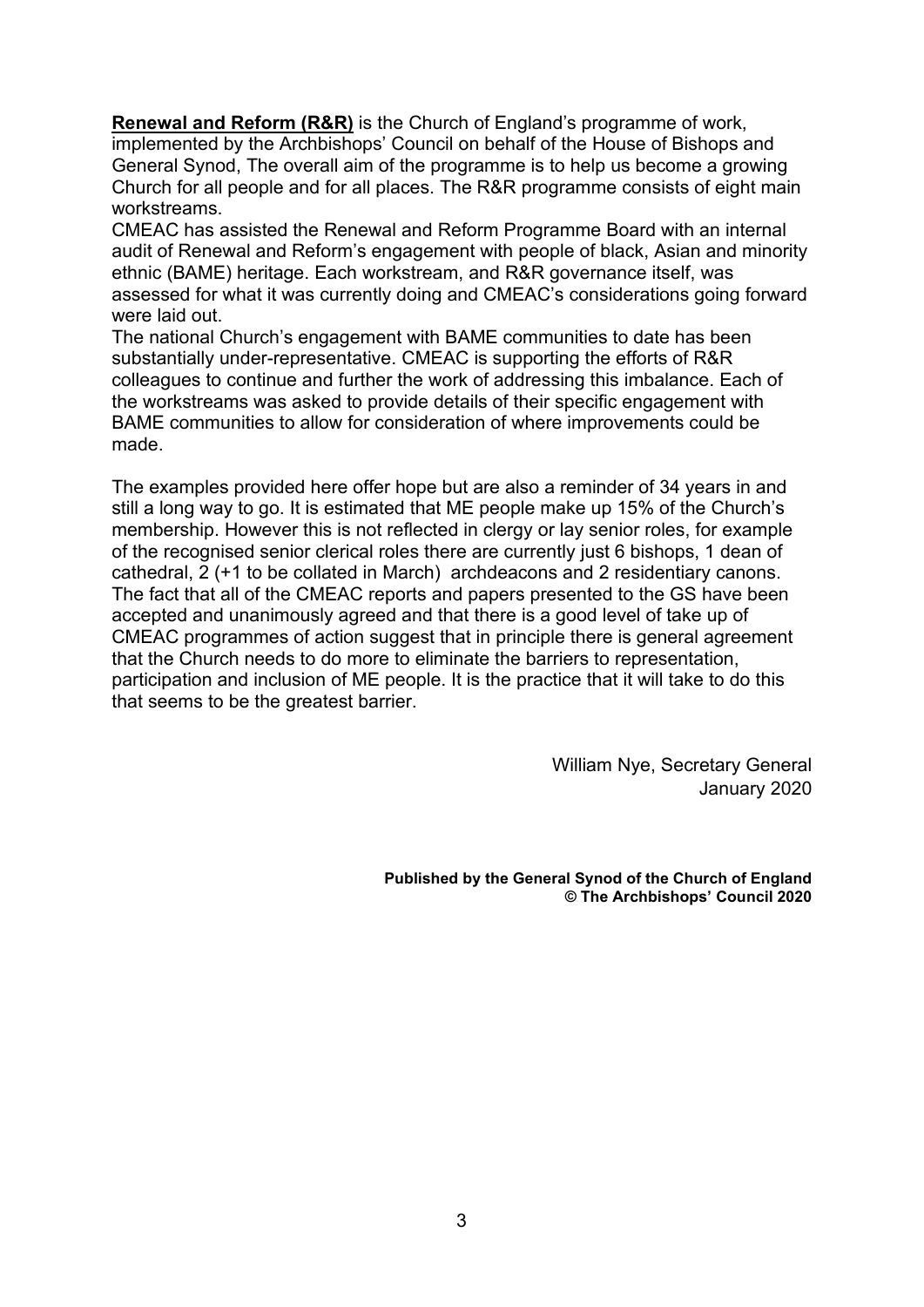**Renewal and Reform (R&R)** is the Church of England's programme of work, implemented by the Archbishops' Council on behalf of the House of Bishops and General Synod, The overall aim of the programme is to help us become a growing Church for all people and for all places. The R&R programme consists of eight main workstreams.

CMEAC has assisted the Renewal and Reform Programme Board with an internal audit of Renewal and Reform's engagement with people of black, Asian and minority ethnic (BAME) heritage. Each workstream, and R&R governance itself, was assessed for what it was currently doing and CMEAC's considerations going forward were laid out.

The national Church's engagement with BAME communities to date has been substantially under-representative. CMEAC is supporting the efforts of R&R colleagues to continue and further the work of addressing this imbalance. Each of the workstreams was asked to provide details of their specific engagement with BAME communities to allow for consideration of where improvements could be made.

The examples provided here offer hope but are also a reminder of 34 years in and still a long way to go. It is estimated that ME people make up 15% of the Church's membership. However this is not reflected in clergy or lay senior roles, for example of the recognised senior clerical roles there are currently just 6 bishops, 1 dean of cathedral, 2 (+1 to be collated in March) archdeacons and 2 residentiary canons. The fact that all of the CMEAC reports and papers presented to the GS have been accepted and unanimously agreed and that there is a good level of take up of CMEAC programmes of action suggest that in principle there is general agreement that the Church needs to do more to eliminate the barriers to representation, participation and inclusion of ME people. It is the practice that it will take to do this that seems to be the greatest barrier.

William Nye, Secretary General
January 2020

**Published by the General Synod of the Church of England**
**© The Archbishops' Council 2020**